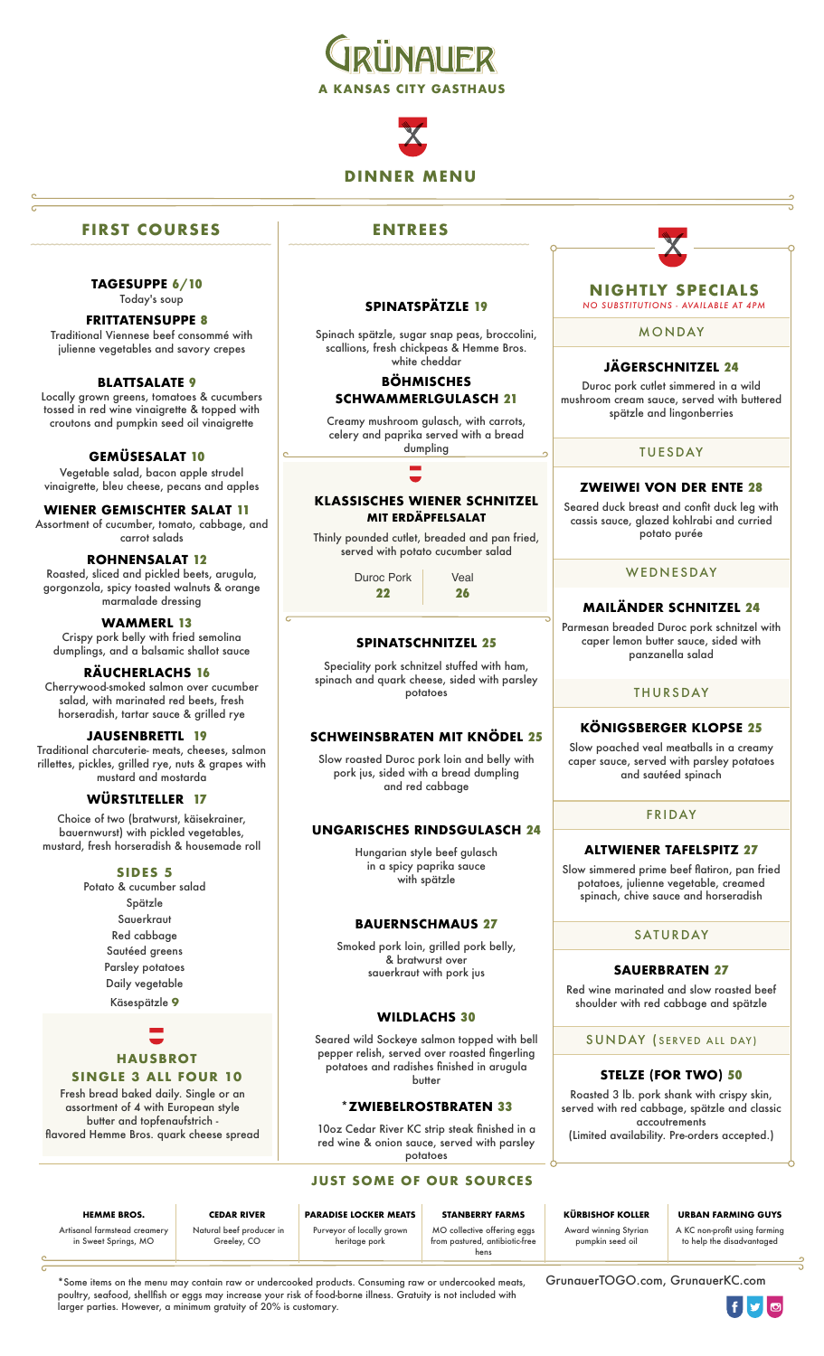# GRÜNAUER

**A KANSAS CITY GASTHAUS**

## DINNER MENU

## FIRST COURSES

### TAGESUPPE 6/10
Today's soup

### FRITTATENSUPPE 8
Traditional Viennese beef consommé with julienne vegetables and savory crepes

### BLATTSALATE 9
Locally grown greens, tomatoes & cucumbers tossed in red wine vinaigrette & topped with croutons and pumpkin seed oil vinaigrette

### GEMÜSESALAT 10
Vegetable salad, bacon apple strudel vinaigrette, bleu cheese, pecans and apples

### WIENER GEMISCHTER SALAT 11
Assortment of cucumber, tomato, cabbage, and carrot salads

### ROHNENSALAT 12
Roasted, sliced and pickled beets, arugula, gorgonzola, spicy toasted walnuts & orange marmalade dressing

### WAMMERL 13
Crispy pork belly with fried semolina dumplings, and a balsamic shallot sauce

### RÄUCHERLACHS 16
Cherrywood-smoked salmon over cucumber salad, with marinated red beets, fresh horseradish, tartar sauce & grilled rye

### JAUSENBRETTL 19
Traditional charcuterie- meats, cheeses, salmon rillettes, pickles, grilled rye, nuts & grapes with mustard and mostarda

### WÜRSTLTELLER 17
Choice of two (bratwurst, käisekrainer, bauernwurst) with pickled vegetables, mustard, fresh horseradish & housemade roll

### SIDES 5
Potato & cucumber salad
Spätzle
Sauerkraut
Red cabbage
Sautéed greens
Parsley potatoes
Daily vegetable
Käsespätzle **9**

### HAUSBROT
**SINGLE 3 ALL FOUR 10**

Fresh bread baked daily. Single or an assortment of 4 with European style butter and topfenaufstrich - flavored Hemme Bros. quark cheese spread

## ENTREES

### SPINATSPÄTZLE 19
Spinach spätzle, sugar snap peas, broccolini, scallions, fresh chickpeas & Hemme Bros. white cheddar

### BÖHMISCHES SCHWAMMERLGULASCH 21
Creamy mushroom gulasch, with carrots, celery and paprika served with a bread dumpling

### KLASSISCHES WIENER SCHNITZEL MIT ERDÄPFELSALAT
Thinly pounded cutlet, breaded and pan fried, served with potato cucumber salad

| Duroc Pork | Veal |
|---|---|
| **22** | **26** |

### SPINATSCHNITZEL 25
Speciality pork schnitzel stuffed with ham, spinach and quark cheese, sided with parsley potatoes

### SCHWEINSBRATEN MIT KNÖDEL 25
Slow roasted Duroc pork loin and belly with pork jus, sided with a bread dumpling and red cabbage

### UNGARISCHES RINDSGULASCH 24
Hungarian style beef gulasch in a spicy paprika sauce with spätzle

### BAUERNSCHMAUS 27
Smoked pork loin, grilled pork belly, & bratwurst over sauerkraut with pork jus

### WILDLACHS 30
Seared wild Sockeye salmon topped with bell pepper relish, served over roasted fingerling potatoes and radishes finished in arugula butter

### *ZWIEBELROSTBRATEN 33
10oz Cedar River KC strip steak finished in a red wine & onion sauce, served with parsley potatoes

## NIGHTLY SPECIALS
*NO SUBSTITUTIONS - AVAILABLE AT 4PM*

#### MONDAY
### JÄGERSCHNITZEL 24
Duroc pork cutlet simmered in a wild mushroom cream sauce, served with buttered spätzle and lingonberries

#### TUESDAY
### ZWEIWEI VON DER ENTE 28
Seared duck breast and confit duck leg with cassis sauce, glazed kohlrabi and curried potato purée

#### WEDNESDAY
### MAILÄNDER SCHNITZEL 24
Parmesan breaded Duroc pork schnitzel with caper lemon butter sauce, sided with panzanella salad

#### THURSDAY
### KÖNIGSBERGER KLOPSE 25
Slow poached veal meatballs in a creamy caper sauce, served with parsley potatoes and sautéed spinach

#### FRIDAY
### ALTWIENER TAFELSPITZ 27
Slow simmered prime beef flatiron, pan fried potatoes, julienne vegetable, creamed spinach, chive sauce and horseradish

#### SATURDAY
### SAUERBRATEN 27
Red wine marinated and slow roasted beef shoulder with red cabbage and spätzle

#### SUNDAY (SERVED ALL DAY)
### STELZE (FOR TWO) 50
Roasted 3 lb. pork shank with crispy skin, served with red cabbage, spätzle and classic accoutrements
(Limited availability. Pre-orders accepted.)

## JUST SOME OF OUR SOURCES

| HEMME BROS. | CEDAR RIVER | PARADISE LOCKER MEATS | STANBERRY FARMS | KÜRBISHOF KOLLER | URBAN FARMING GUYS |
|---|---|---|---|---|---|
| Artisanal farmstead creamery in Sweet Springs, MO | Natural beef producer in Greeley, CO | Purveyor of locally grown heritage pork | MO collective offering eggs from pastured, antibiotic-free hens | Award winning Styrian pumpkin seed oil | A KC non-profit using farming to help the disadvantaged |

*Some items on the menu may contain raw or undercooked products. Consuming raw or undercooked meats, poultry, seafood, shellfish or eggs may increase your risk of food-borne illness. Gratuity is not included with larger parties. However, a minimum gratuity of 20% is customary.

GrunauerTOGO.com, GrunauerKC.com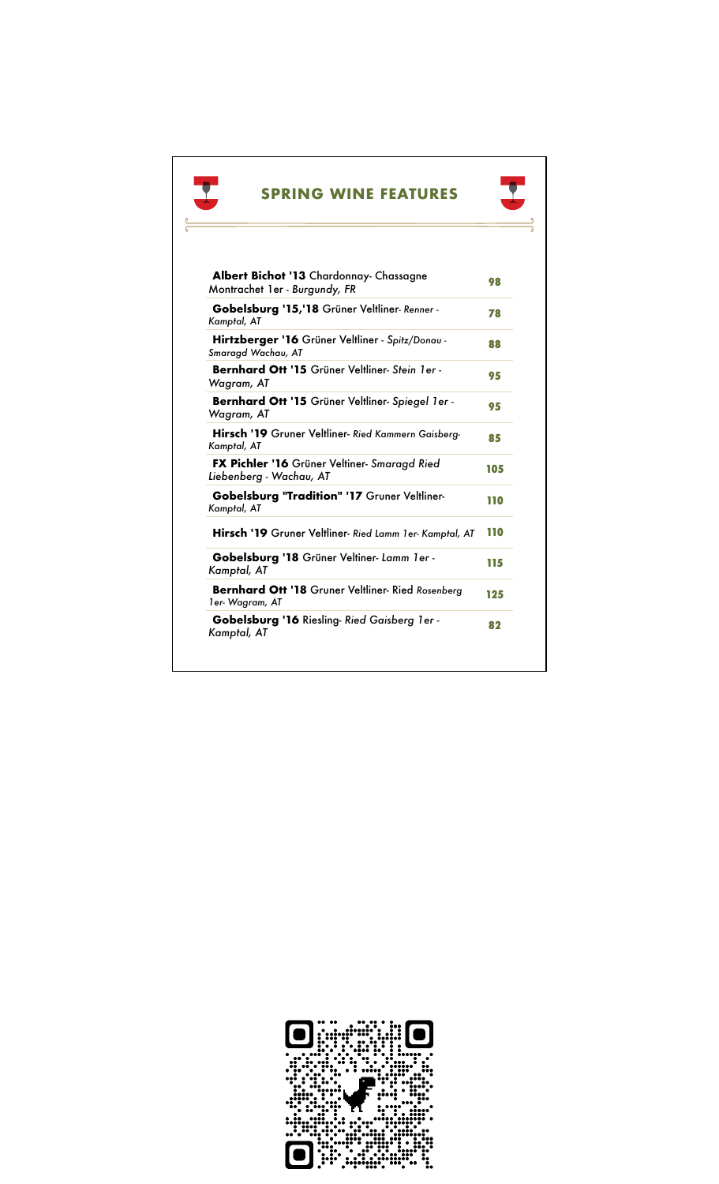## SPRING WINE FEATURES

| | |
|---|---|
| **Albert Bichot '13** Chardonnay- Chassagne Montrachet 1er - *Burgundy, FR* | 98 |
| **Gobelsburg '15,'18** Grüner Veltliner- *Renner - Kamptal, AT* | 78 |
| **Hirtzberger '16** Grüner Veltliner - *Spitz/Donau - Smaragd Wachau, AT* | 88 |
| **Bernhard Ott '15** Grüner Veltliner- *Stein 1er - Wagram, AT* | 95 |
| **Bernhard Ott '15** Grüner Veltliner- *Spiegel 1er - Wagram, AT* | 95 |
| **Hirsch '19** Gruner Veltliner- *Ried Kammern Gaisberg- Kamptal, AT* | 85 |
| **FX Pichler '16** Grüner Veltiner- *Smaragd Ried Liebenberg - Wachau, AT* | 105 |
| **Gobelsburg "Tradition" '17** Gruner Veltliner- *Kamptal, AT* | 110 |
| **Hirsch '19** Gruner Veltliner- *Ried Lamm 1er- Kamptal, AT* | 110 |
| **Gobelsburg '18** Grüner Veltiner- *Lamm 1er - Kamptal, AT* | 115 |
| **Bernhard Ott '18** Grüner Veltliner- Ried *Rosenberg 1er- Wagram, AT* | 125 |
| **Gobelsburg '16** Riesling- *Ried Gaisberg 1er - Kamptal, AT* | 82 |